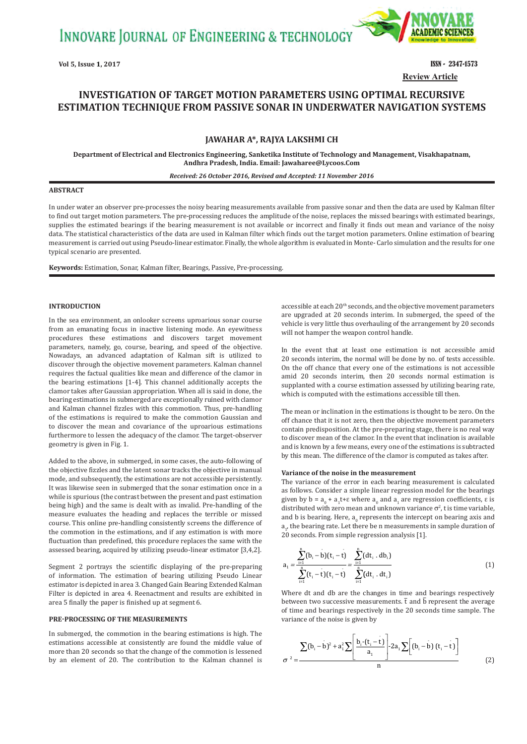# INVESTIGATION OF TARGET MOTION PARAMETERS USING OPTIMAL RECURSIVE ESTIMATION TECHNIQUE FROM PASSIVE SONAR IN UNDERWATER NAVIGATION SYSTEMS

Review Article

### JAWAHAR A*, RAJYA LAKSHMI CH

**Department of Electrical and Electronics Engineering, Sanketika Institute of Technology and Management, Visakhapatnam, Andhra Pradesh, India. Email: Jawaharee@Lycoos.Com**

*Received: 26 October 2016, Revised and Accepted: 11 November 2016*

## ABSTRACT

In under water an observer pre-processes the noisy bearing measurements available from passive sonar and then the data are used by Kalman filter to find out target motion parameters. The pre-processing reduces the amplitude of the noise, replaces the missed bearings with estimated bearings, supplies the estimated bearings if the bearing measurement is not available or incorrect and finally it finds out mean and variance of the noisy data. The statistical characteristics of the data are used in Kalman filter which finds out the target motion parameters. Online estimation of bearing measurement is carried out using Pseudo-linear estimator. Finally, the whole algorithm is evaluated in Monte- Carlo simulation and the results for one typical scenario are presented.

**Keywords:** Estimation, Sonar, Kalman filter, Bearings, Passive, Pre-processing.

## INTRODUCTION

In the sea environment, an onlooker screens uproarious sonar course from an emanating focus in inactive listening mode. An eyewitness procedures these estimations and discovers target movement parameters, namely, go, course, bearing, and speed of the objective. Nowadays, an advanced adaptation of Kalman sift is utilized to discover through the objective movement parameters. Kalman channel requires the factual qualities like mean and difference of the clamor in the bearing estimations [1-4]. This channel additionally accepts the clamor takes after Gaussian appropriation. When all is said in done, the bearing estimations in submerged are exceptionally ruined with clamor and Kalman channel fizzles with this commotion. Thus, pre-handling of the estimations is required to make the commotion Gaussian and to discover the mean and covariance of the uproarious estimations furthermore to lessen the adequacy of the clamor. The target-observer geometry is given in Fig. 1.

Added to the above, in submerged, in some cases, the auto-following of the objective fizzles and the latent sonar tracks the objective in manual mode, and subsequently, the estimations are not accessible persistently. It was likewise seen in submerged that the sonar estimation once in a while is spurious (the contrast between the present and past estimation being high) and the same is dealt with as invalid. Pre-handling of the measure evaluates the heading and replaces the terrible or missed course. This online pre-handling consistently screens the difference of the commotion in the estimations, and if any estimation is with more fluctuation than predefined, this procedure replaces the same with the assessed bearing, acquired by utilizing pseudo-linear estimator [3,4,2].

Segment 2 portrays the scientific displaying of the pre-preparing of information. The estimation of bearing utilizing Pseudo Linear estimator is depicted in area 3. Changed Gain Bearing Extended Kalman Filter is depicted in area 4. Reenactment and results are exhibited in area 5 finally the paper is finished up at segment 6.

## PRE-PROCESSING OF THE MEASUREMENTS

In submerged, the commotion in the bearing estimations is high. The estimations accessible at consistently are found the middle value of more than 20 seconds so that the change of the commotion is lessened by an element of 20. The contribution to the Kalman channel is accessible at each 20[th] seconds, and the objective movement parameters are upgraded at 20 seconds interim. In submerged, the speed of the vehicle is very little thus overhauling of the arrangement by 20 seconds will not hamper the weapon control handle.

In the event that at least one estimation is not accessible amid 20 seconds interim, the normal will be done by no. of tests accessible. On the off chance that every one of the estimations is not accessible amid 20 seconds interim, then 20 seconds normal estimation is supplanted with a course estimation assessed by utilizing bearing rate, which is computed with the estimations accessible till then.

The mean or inclination in the estimations is thought to be zero. On the off chance that it is not zero, then the objective movement parameters contain predisposition. At the pre-preparing stage, there is no real way to discover mean of the clamor. In the event that inclination is available and is known by a few means, every one of the estimations is subtracted by this mean. The difference of the clamor is computed as takes after.

### Variance of the noise in the measurement

The variance of the error in each bearing measurement is calculated as follows. Consider a simple linear regression model for the bearings given by $b = a_0 + a_1 t + \varepsilon$ where $a_0$ and $a_1$ are regression coefficients, $\varepsilon$ is distributed with zero mean and unknown variance $\sigma^2$, t is time variable, and b is bearing. Here, $a_0$ represents the intercept on bearing axis and $a_1$, the bearing rate. Let there be n measurements in sample duration of 20 seconds. From simple regression analysis [1].

$$a_1 = \frac{\sum_{i=1}^{n}(b_i - \bar{b})(t_i - \bar{t})}{\sum_{i=1}^{n}(t_i - \bar{t})(t_i - \bar{t})} = \frac{\sum_{i=1}^{n}(dt_i \cdot db_i)}{\sum_{i=1}^{n}(dt_i \cdot dt_i)} \tag{1}$$

Where dt and db are the changes in time and bearings respectively between two successive measurements. $\bar{t}$ and $\bar{b}$ represent the average of time and bearings respectively in the 20 seconds time sample. The variance of the noise is given by

$$\sigma^2 = \frac{\sum(b_i - \bar{b})^2 + a_1^2 \sum\left[\frac{b_i - (t_i - \bar{t})}{a_1}\right] - 2a_1 \sum\left[(b_i - \bar{b})(t_i - \bar{t})\right]}{n} \tag{2}$$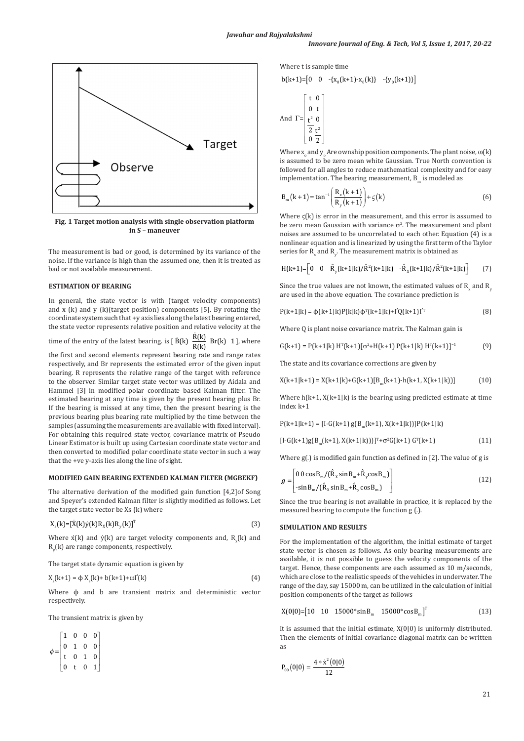**Fig. 1 Target motion analysis with single observation platform in S – maneuver**

The measurement is bad or good, is determined by its variance of the noise. If the variance is high than the assumed one, then it is treated as bad or not available measurement.

### ESTIMATION OF BEARING

In general, the state vector is with (target velocity components) and x (k) and y (k)(target position) components [5]. By rotating the coordinate system such that +y axis lies along the latest bearing entered, the state vector represents relative position and relative velocity at the time of the entry of the latest bearing. is [ $\dot{B}(k)$ $\frac{\dot{R}(k)}{R(k)}$ Br(k) 1 ], where the first and second elements represent bearing rate and range rates respectively, and Br represents the estimated error of the given input bearing. R represents the relative range of the target with reference to the observer. Similar target state vector was utilized by Aidala and Hammel [3] in modified polar coordinate based Kalman filter. The estimated bearing at any time is given by the present bearing plus Br. If the bearing is missed at any time, then the present bearing is the previous bearing plus bearing rate multiplied by the time between the samples (assuming the measurements are available with fixed interval). For obtaining this required state vector, covariance matrix of Pseudo Linear Estimator is built up using Cartesian coordinate state vector and then converted to modified polar coordinate state vector in such a way that the +ve y-axis lies along the line of sight.

### MODIFIED GAIN BEARING EXTENDED KALMAN FILTER (MGBEKF)

The alternative derivation of the modified gain function [4,2]of Song and Speyer's extended Kalman filter is slightly modified as follows. Let the target state vector be Xs (k) where

$$X_s(k)=[\dot{X}(k)\dot{y}(k)R_x(k)R_y(k)]^T \quad (3)$$

Where $\dot{x}(k)$ and $\dot{y}(k)$ are target velocity components and, $R_x(k)$ and $R_y(k)$ are range components, respectively.

The target state dynamic equation is given by

$$X_s(k+1) = \phi X_s(k)+ b(k+1)+\omega\Gamma(k) \quad (4)$$

Where ϕ and b are transient matrix and deterministic vector respectively.

The transient matrix is given by

$$\phi = \begin{bmatrix} 1 & 0 & 0 & 0 \\ 0 & 1 & 0 & 0 \\ t & 0 & 1 & 0 \\ 0 & t & 0 & 1 \end{bmatrix}$$

Where t is sample time

$$b(k+1)=\begin{bmatrix} 0 & 0 & -\{x_0(k+1)-x_0(k)\} & -\{y_0(k+1)\} \end{bmatrix}$$

$$\text{And } \Gamma = \begin{bmatrix} t & 0 \\ 0 & t \\ \frac{t^2}{2} & 0 \\ 0 & \frac{t^2}{2} \end{bmatrix}$$

Where $x_o$ and $y_o$ Are ownship position components. The plant noise, ω(k) is assumed to be zero mean white Gaussian. True North convention is followed for all angles to reduce mathematical complexity and for easy implementation. The bearing measurement, $B_m$ is modeled as

$$B_m(k+1) = \tan^{-1}\left(\frac{R_x(k+1)}{R_y(k+1)}\right) + \varsigma(k) \quad (6)$$

Where ς(k) is error in the measurement, and this error is assumed to be zero mean Gaussian with variance $\sigma^2$. The measurement and plant noises are assumed to be uncorrelated to each other. Equation (4) is a nonlinear equation and is linearized by using the first term of the Taylor series for $R_x$ and $R_y$. The measurement matrix is obtained as

$$H(k+1)=\begin{bmatrix} 0 & 0 & \hat{R}_y(k+1|k)/\hat{R}^2(k+1|k) & -\hat{R}_x(k+1|k)/\hat{R}^2(k+1|k) \end{bmatrix} \quad (7)$$

Since the true values are not known, the estimated values of $R_x$ and $R_y$ are used in the above equation. The covariance prediction is

$$P(k+1|k) = \phi(k+1|k)P(k|k)\phi^T(k+1|k)+\Gamma Q(k+1)\Gamma^T \quad (8)$$

Where Q is plant noise covariance matrix. The Kalman gain is

$$G(k+1) = P(k+1|k)\, H^T(k+1)[\sigma^2+H(k+1)\, P(k+1|k)\, H^T(k+1)]^{-1} \quad (9)$$

The state and its covariance corrections are given by

$$X(k+1|k+1) = X(k+1|k)+G(k+1)[B_m(k+1)-h(k+1, X(k+1|k))] \quad (10)$$

Where h(k+1, X(k+1|k) is the bearing using predicted estimate at time index k+1

$$P(k+1|k+1) = [I-G(k+1)\, g(B_m(k+1), X(k+1|k))]P(k+1|k)$$

$$[I-G(k+1)g(B_m(k+1), X(k+1|k)))]^T+\sigma^2 G(k+1)\, G^T(k+1) \quad (11)$$

Where g(.) is modified gain function as defined in [2]. The value of g is

$$g = \begin{bmatrix} 0\ 0\cos B_m/(\hat{R}_x\sin B_m+\hat{R}_y\cos B_m) \\ -\sin B_m/(\hat{R}_x\sin B_m+\hat{R}_y\cos B_m) \end{bmatrix} \quad (12)$$

Since the true bearing is not available in practice, it is replaced by the measured bearing to compute the function g (.).

### SIMULATION AND RESULTS

For the implementation of the algorithm, the initial estimate of target state vector is chosen as follows. As only bearing measurements are available, it is not possible to guess the velocity components of the target. Hence, these components are each assumed as 10 m/seconds, which are close to the realistic speeds of the vehicles in underwater. The range of the day, say 15000 m, can be utilized in the calculation of initial position components of the target as follows

$$X(0|0)=\begin{bmatrix} 10 & 10 & 15000*\sin B_m & 15000*\cos B_m \end{bmatrix}^T \quad (13)$$

It is assumed that the initial estimate, X(0|0) is uniformly distributed. Then the elements of initial covariance diagonal matrix can be written as

$$P_{00}(0|0) = \frac{4*\dot{x}^2(0|0)}{12}$$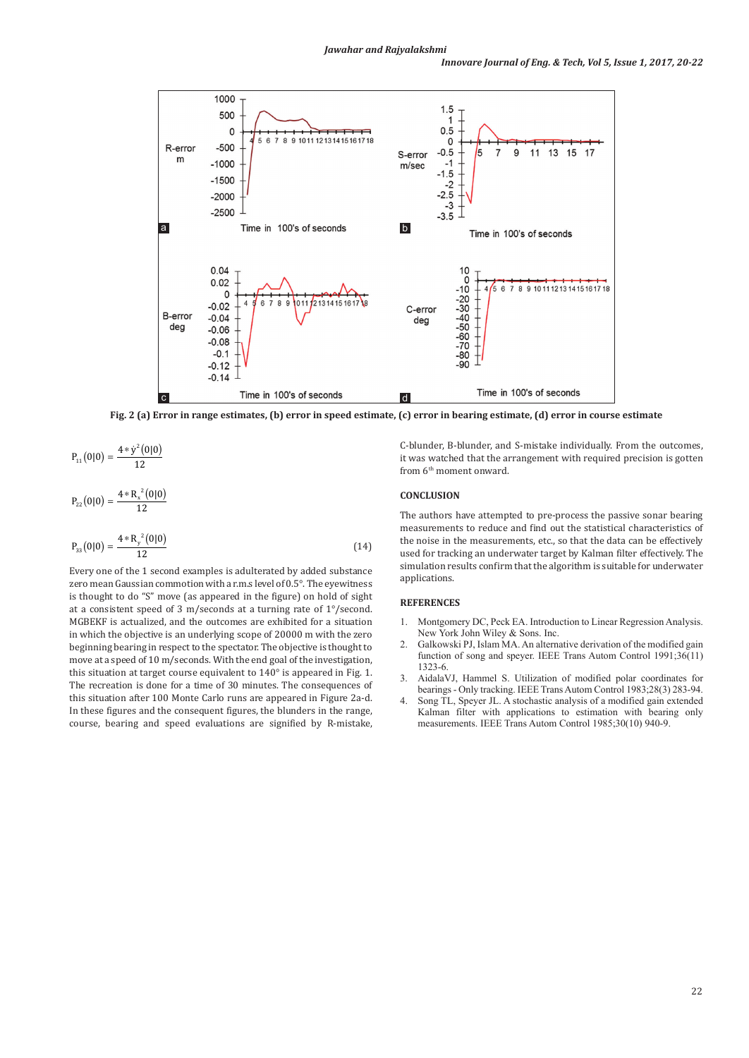a

R-error m

1000
500
0
-500
-1000
-1500
-2000
-2500

4 5 6 7 8 9 10 11 12 13 14 15 16 17 18

Time in 100's of seconds

b

S-error m/sec

1.5
1
0.5
0
-0.5
-1
-1.5
-2
-2.5
-3
-3.5

5 7 9 11 13 15 17

Time in 100's of seconds

c

B-error deg

0.04
0.02
0
-0.02
-0.04
-0.06
-0.08
-0.1
-0.12
-0.14

4 5 6 7 8 9 10 11 12 13 14 15 16 17 18

Time in 100's of seconds

d

C-error deg

10
0
-10
-20
-30
-40
-50
-60
-70
-80
-90

4 5 6 7 8 9 10 11 12 13 14 15 16 17 18

Time in 100's of seconds

**Fig. 2 (a) Error in range estimates, (b) error in speed estimate, (c) error in bearing estimate, (d) error in course estimate**

$$P_{11}(0|0) = \frac{4 * \dot{y}^2(0|0)}{12}$$

$$P_{22}(0|0) = \frac{4 * R_x^{\,2}(0|0)}{12}$$

$$P_{33}(0|0) = \frac{4 * R_y^{\,2}(0|0)}{12} \qquad (14)$$

Every one of the 1 second examples is adulterated by added substance zero mean Gaussian commotion with a r.m.s level of 0.5°. The eyewitness is thought to do "S" move (as appeared in the figure) on hold of sight at a consistent speed of 3 m/seconds at a turning rate of 1°/second. MGBEKF is actualized, and the outcomes are exhibited for a situation in which the objective is an underlying scope of 20000 m with the zero beginning bearing in respect to the spectator. The objective is thought to move at a speed of 10 m/seconds. With the end goal of the investigation, this situation at target course equivalent to 140° is appeared in Fig. 1. The recreation is done for a time of 30 minutes. The consequences of this situation after 100 Monte Carlo runs are appeared in Figure 2a-d. In these figures and the consequent figures, the blunders in the range, course, bearing and speed evaluations are signified by R-mistake, C-blunder, B-blunder, and S-mistake individually. From the outcomes, it was watched that the arrangement with required precision is gotten from 6th moment onward.

## CONCLUSION

The authors have attempted to pre-process the passive sonar bearing measurements to reduce and find out the statistical characteristics of the noise in the measurements, etc., so that the data can be effectively used for tracking an underwater target by Kalman filter effectively. The simulation results confirm that the algorithm is suitable for underwater applications.

## REFERENCES

1. Montgomery DC, Peck EA. Introduction to Linear Regression Analysis. New York John Wiley & Sons. Inc.
2. Galkowski PJ, Islam MA. An alternative derivation of the modified gain function of song and speyer. IEEE Trans Autom Control 1991;36(11) 1323-6.
3. AidalaVJ, Hammel S. Utilization of modified polar coordinates for bearings - Only tracking. IEEE Trans Autom Control 1983;28(3) 283-94.
4. Song TL, Speyer JL. A stochastic analysis of a modified gain extended Kalman filter with applications to estimation with bearing only measurements. IEEE Trans Autom Control 1985;30(10) 940-9.